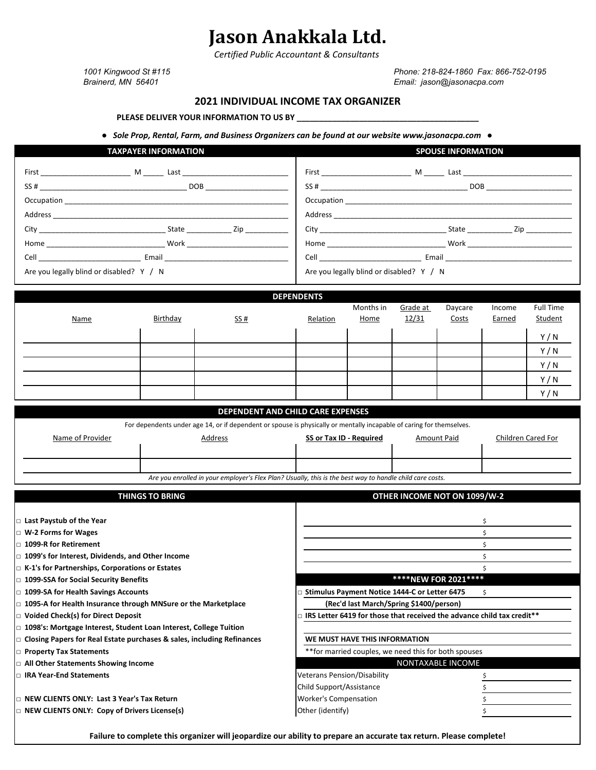# Jason Anakkala Ltd.

*Certified Public Accountant & Consultants*

*1001 Kingwood St #115*
*Brainerd, MN 56401*

*Phone: 218-824-1860 Fax: 866-752-0195*
*Email: jason@jasonacpa.com*

## 2021 INDIVIDUAL INCOME TAX ORGANIZER

**PLEASE DELIVER YOUR INFORMATION TO US BY ________________________________________**

● ***Sole Prop, Rental, Farm, and Business Organizers can be found at our website www.jasonacpa.com*** ●

| TAXPAYER INFORMATION | SPOUSE INFORMATION |
|---|---|
| First ____________ M _____ Last ____________ | First ____________ M _____ Last ____________ |
| SS # ____________ DOB ____________ | SS # ____________ DOB ____________ |
| Occupation ____________ | Occupation ____________ |
| Address ____________ | Address ____________ |
| City ____________ State ________ Zip ________ | City ____________ State ________ Zip ________ |
| Home ____________ Work ____________ | Home ____________ Work ____________ |
| Cell ____________ Email ____________ | Cell ____________ Email ____________ |
| Are you legally blind or disabled? Y / N | Are you legally blind or disabled? Y / N |

### DEPENDENTS

| Name | Birthday | SS # | Relation | Months in Home | Grade at 12/31 | Daycare Costs | Income Earned | Full Time Student |
|---|---|---|---|---|---|---|---|---|
| | | | | | | | | Y / N |
| | | | | | | | | Y / N |
| | | | | | | | | Y / N |
| | | | | | | | | Y / N |
| | | | | | | | | Y / N |

### DEPENDENT AND CHILD CARE EXPENSES

For dependents under age 14, or if dependent or spouse is physically or mentally incapable of caring for themselves.

| Name of Provider | Address | **SS or Tax ID - Required** | Amount Paid | Children Cared For |
|---|---|---|---|---|
| | | | | |
| | | | | |

*Are you enrolled in your employer's Flex Plan? Usually, this is the best way to handle child care costs.*

### THINGS TO BRING

- □ **Last Paystub of the Year**
- □ **W-2 Forms for Wages**
- □ **1099-R for Retirement**
- □ **1099's for Interest, Dividends, and Other Income**
- □ **K-1's for Partnerships, Corporations or Estates**
- □ **1099-SSA for Social Security Benefits**
- □ **1099-SA for Health Savings Accounts**
- □ **1095-A for Health Insurance through MNSure or the Marketplace**
- □ **Voided Check(s) for Direct Deposit**
- □ **1098's: Mortgage Interest, Student Loan Interest, College Tuition**
- □ **Closing Papers for Real Estate purchases & sales, including Refinances**
- □ **Property Tax Statements**
- □ **All Other Statements Showing Income**
- □ **IRA Year-End Statements**
- □ **NEW CLIENTS ONLY: Last 3 Year's Tax Return**
- □ **NEW CLIENTS ONLY: Copy of Drivers License(s)**

### OTHER INCOME NOT ON 1099/W-2

| | |
|---|---|
| | $ |
| | $ |
| | $ |
| | $ |
| | $ |

### \*\*\*\*NEW FOR 2021\*\*\*\*

- □ **Stimulus Payment Notice 1444-C or Letter 6475** $
  **(Rec'd last March/Spring $1400/person)**
- □ **IRS Letter 6419 for those that received the advance child tax credit\*\***

**WE MUST HAVE THIS INFORMATION**

\*\*for married couples, we need this for both spouses

### NONTAXABLE INCOME

| | |
|---|---|
| Veterans Pension/Disability | $ |
| Child Support/Assistance | $ |
| Worker's Compensation | $ |
| Other (identify) | $ |

**Failure to complete this organizer will jeopardize our ability to prepare an accurate tax return. Please complete!**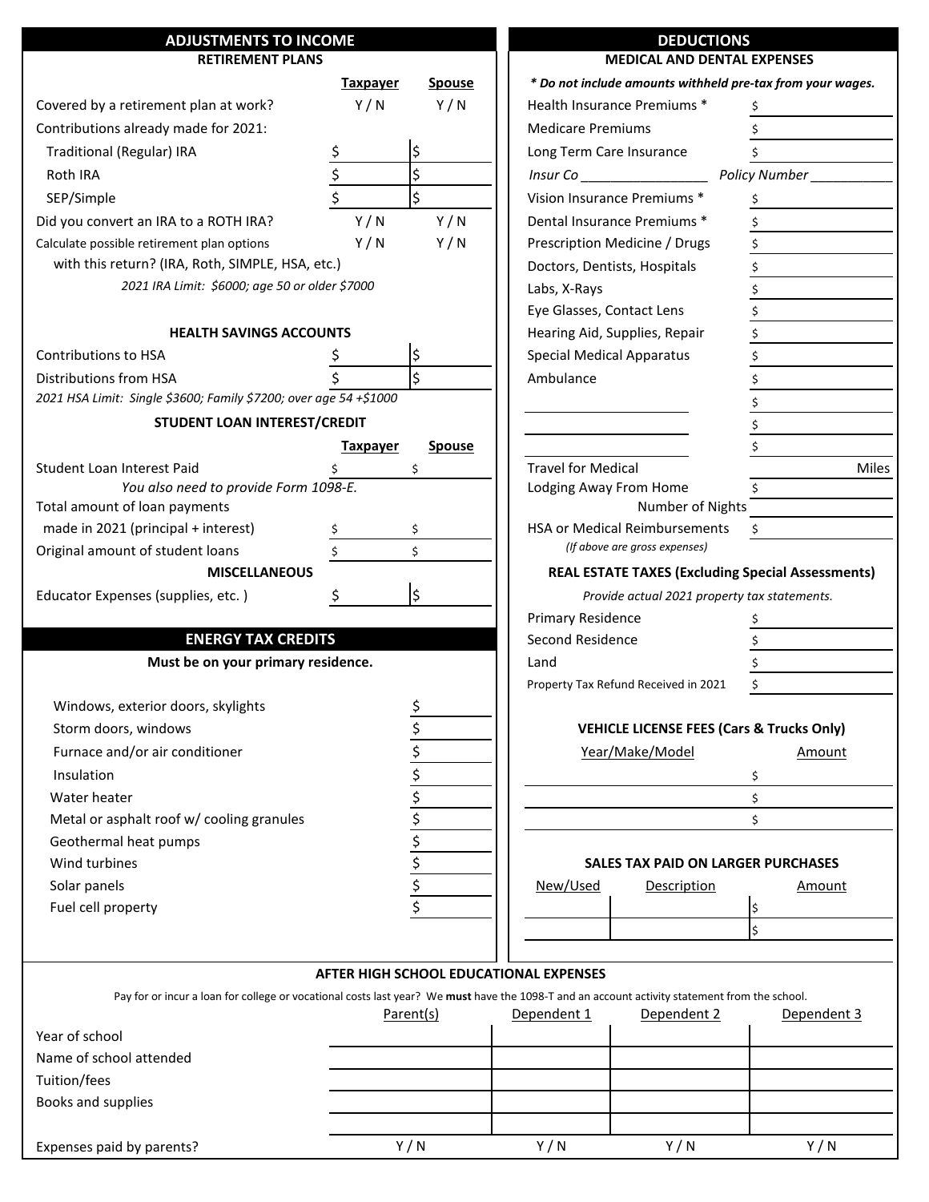## ADJUSTMENTS TO INCOME

### RETIREMENT PLANS

| | Taxpayer | Spouse |
|---|---|---|
| Covered by a retirement plan at work? | Y / N | Y / N |
| Contributions already made for 2021: | | |
| Traditional (Regular) IRA | $ | $ |
| Roth IRA | $ | $ |
| SEP/Simple | $ | $ |
| Did you convert an IRA to a ROTH IRA? | Y / N | Y / N |
| Calculate possible retirement plan options with this return? (IRA, Roth, SIMPLE, HSA, etc.) | Y / N | Y / N |

*2021 IRA Limit: $6000; age 50 or older $7000*

### HEALTH SAVINGS ACCOUNTS

| | | |
|---|---|---|
| Contributions to HSA | $ | $ |
| Distributions from HSA | $ | $ |

*2021 HSA Limit: Single $3600; Family $7200; over age 54 +$1000*

### STUDENT LOAN INTEREST/CREDIT

| | Taxpayer | Spouse |
|---|---|---|
| Student Loan Interest Paid | $ | $ |
| *You also need to provide Form 1098-E.* | | |
| Total amount of loan payments made in 2021 (principal + interest) | $ | $ |
| Original amount of student loans | $ | $ |

### MISCELLANEOUS

| | | |
|---|---|---|
| Educator Expenses (supplies, etc. ) | $ | $ |

## ENERGY TAX CREDITS

**Must be on your primary residence.**

| | |
|---|---|
| Windows, exterior doors, skylights | $ |
| Storm doors, windows | $ |
| Furnace and/or air conditioner | $ |
| Insulation | $ |
| Water heater | $ |
| Metal or asphalt roof w/ cooling granules | $ |
| Geothermal heat pumps | $ |
| Wind turbines | $ |
| Solar panels | $ |
| Fuel cell property | $ |

## DEDUCTIONS

### MEDICAL AND DENTAL EXPENSES

***\* Do not include amounts withheld pre-tax from your wages.***

| | |
|---|---|
| Health Insurance Premiums * | $ |
| Medicare Premiums | $ |
| Long Term Care Insurance | $ |
| *Insur Co* ________________ | *Policy Number* __________ |
| Vision Insurance Premiums * | $ |
| Dental Insurance Premiums * | $ |
| Prescription Medicine / Drugs | $ |
| Doctors, Dentists, Hospitals | $ |
| Labs, X-Rays | $ |
| Eye Glasses, Contact Lens | $ |
| Hearing Aid, Supplies, Repair | $ |
| Special Medical Apparatus | $ |
| Ambulance | $ |
| ____________________ | $ |
| ____________________ | $ |
| ____________________ | $ |
| Travel for Medical | Miles |
| Lodging Away From Home | $ |
| Number of Nights | |
| HSA or Medical Reimbursements *(If above are gross expenses)* | $ |

### REAL ESTATE TAXES (Excluding Special Assessments)

*Provide actual 2021 property tax statements.*

| | |
|---|---|
| Primary Residence | $ |
| Second Residence | $ |
| Land | $ |
| Property Tax Refund Received in 2021 | $ |

### VEHICLE LICENSE FEES (Cars & Trucks Only)

| Year/Make/Model | Amount |
|---|---|
| | $ |
| | $ |
| | $ |

### SALES TAX PAID ON LARGER PURCHASES

| New/Used | Description | Amount |
|---|---|---|
| | | $ |
| | | $ |

## AFTER HIGH SCHOOL EDUCATIONAL EXPENSES

Pay for or incur a loan for college or vocational costs last year? We **must** have the 1098-T and an account activity statement from the school.

| | Parent(s) | Dependent 1 | Dependent 2 | Dependent 3 |
|---|---|---|---|---|
| Year of school | | | | |
| Name of school attended | | | | |
| Tuition/fees | | | | |
| Books and supplies | | | | |
| | | | | |
| Expenses paid by parents? | Y / N | Y / N | Y / N | Y / N |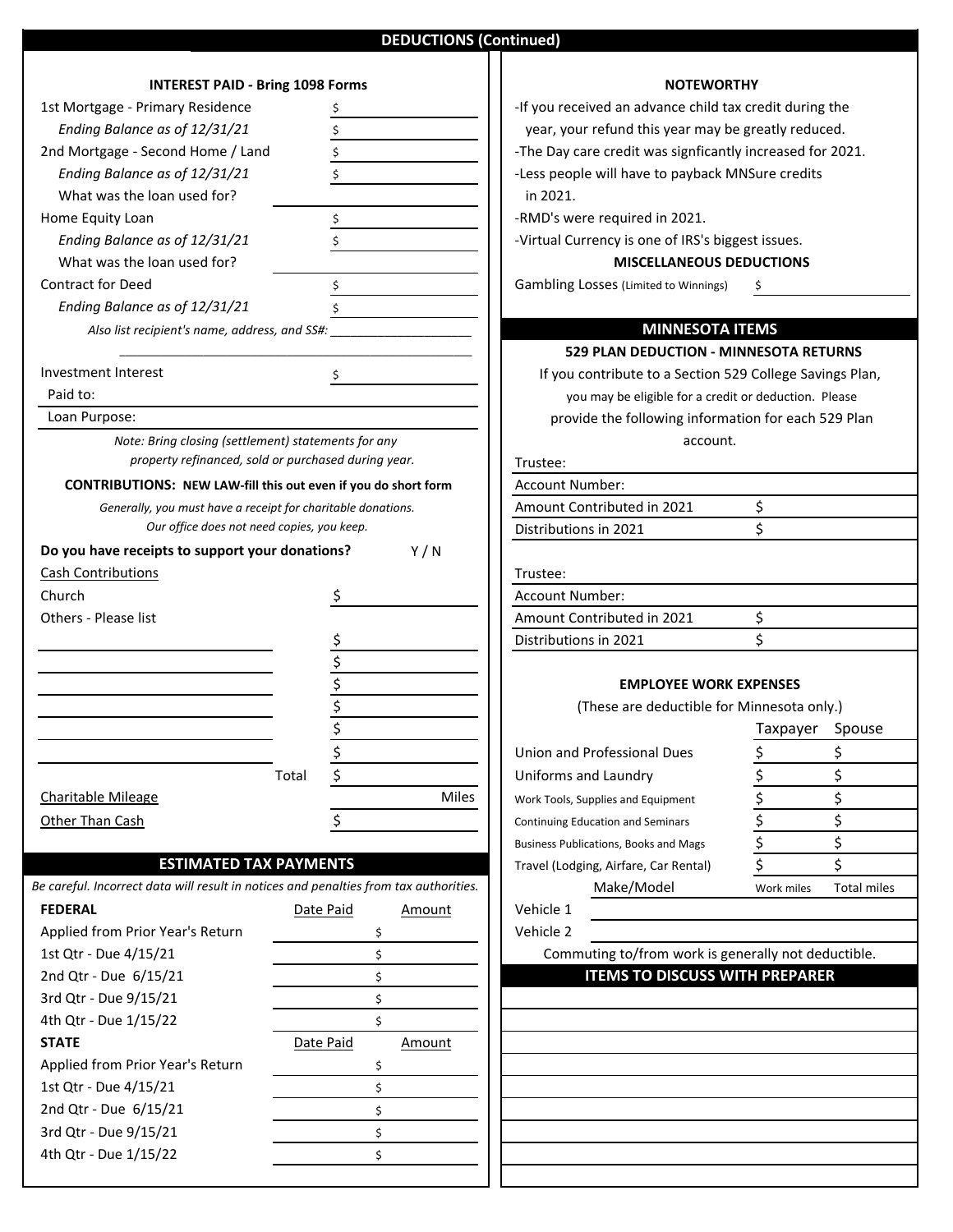## DEDUCTIONS (Continued)

### INTEREST PAID - Bring 1098 Forms

| | |
|---|---|
| 1st Mortgage - Primary Residence | $ |
| *Ending Balance as of 12/31/21* | $ |
| 2nd Mortgage - Second Home / Land | $ |
| *Ending Balance as of 12/31/21* | $ |
| What was the loan used for? | |
| Home Equity Loan | $ |
| *Ending Balance as of 12/31/21* | $ |
| What was the loan used for? | |
| Contract for Deed | $ |
| *Ending Balance as of 12/31/21* | $ |

*Also list recipient's name, address, and SS#:* ____________________

| | |
|---|---|
| Investment Interest | $ |
| Paid to: | |
| Loan Purpose: | |

*Note: Bring closing (settlement) statements for any property refinanced, sold or purchased during year.*

### CONTRIBUTIONS: NEW LAW-fill this out even if you do short form

*Generally, you must have a receipt for charitable donations. Our office does not need copies, you keep.*

**Do you have receipts to support your donations?** Y / N

Cash Contributions

| | |
|---|---|
| Church | $ |
| Others - Please list | |
| | $ |
| | $ |
| | $ |
| | $ |
| | $ |
| | $ |
| Total | $ |
| Charitable Mileage | Miles |
| Other Than Cash | $ |

### ESTIMATED TAX PAYMENTS

*Be careful. Incorrect data will result in notices and penalties from tax authorities.*

| FEDERAL | Date Paid | Amount |
|---|---|---|
| Applied from Prior Year's Return | | $ |
| 1st Qtr - Due 4/15/21 | | $ |
| 2nd Qtr - Due 6/15/21 | | $ |
| 3rd Qtr - Due 9/15/21 | | $ |
| 4th Qtr - Due 1/15/22 | | $ |

| STATE | Date Paid | Amount |
|---|---|---|
| Applied from Prior Year's Return | | $ |
| 1st Qtr - Due 4/15/21 | | $ |
| 2nd Qtr - Due 6/15/21 | | $ |
| 3rd Qtr - Due 9/15/21 | | $ |
| 4th Qtr - Due 1/15/22 | | $ |

### NOTEWORTHY

- If you received an advance child tax credit during the year, your refund this year may be greatly reduced.
- The Day care credit was signficantly increased for 2021.
- Less people will have to payback MNSure credits in 2021.
- RMD's were required in 2021.
- Virtual Currency is one of IRS's biggest issues.

### MISCELLANEOUS DEDUCTIONS

Gambling Losses (Limited to Winnings) $

## MINNESOTA ITEMS

### 529 PLAN DEDUCTION - MINNESOTA RETURNS

If you contribute to a Section 529 College Savings Plan, you may be eligible for a credit or deduction. Please provide the following information for each 529 Plan account.

| | |
|---|---|
| Trustee: | |
| Account Number: | |
| Amount Contributed in 2021 | $ |
| Distributions in 2021 | $ |

| | |
|---|---|
| Trustee: | |
| Account Number: | |
| Amount Contributed in 2021 | $ |
| Distributions in 2021 | $ |

### EMPLOYEE WORK EXPENSES

(These are deductible for Minnesota only.)

| | Taxpayer | Spouse |
|---|---|---|
| Union and Professional Dues | $ | $ |
| Uniforms and Laundry | $ | $ |
| Work Tools, Supplies and Equipment | $ | $ |
| Continuing Education and Seminars | $ | $ |
| Business Publications, Books and Mags | $ | $ |
| Travel (Lodging, Airfare, Car Rental) | $ | $ |

| | Make/Model | Work miles | Total miles |
|---|---|---|---|
| Vehicle 1 | | | |
| Vehicle 2 | | | |

Commuting to/from work is generally not deductible.

### ITEMS TO DISCUSS WITH PREPARER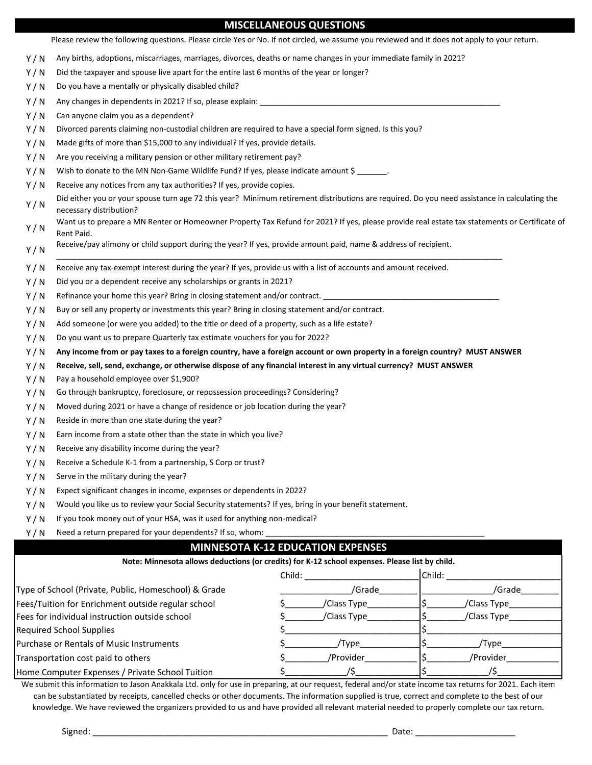## MISCELLANEOUS QUESTIONS

Please review the following questions. Please circle Yes or No. If not circled, we assume you reviewed and it does not apply to your return.

Y / N Any births, adoptions, miscarriages, marriages, divorces, deaths or name changes in your immediate family in 2021?

Y / N Did the taxpayer and spouse live apart for the entire last 6 months of the year or longer?

Y / N Do you have a mentally or physically disabled child?

Y / N Any changes in dependents in 2021? If so, please explain: ___________________________________________________________

Y / N Can anyone claim you as a dependent?

Y / N Divorced parents claiming non-custodial children are required to have a special form signed. Is this you?

Y / N Made gifts of more than $15,000 to any individual? If yes, provide details.

Y / N Are you receiving a military pension or other military retirement pay?

Y / N Wish to donate to the MN Non-Game Wildlife Fund? If yes, please indicate amount $ _______.

Y / N Receive any notices from any tax authorities? If yes, provide copies.

Y / N Did either you or your spouse turn age 72 this year? Minimum retirement distributions are required. Do you need assistance in calculating the necessary distribution?

Y / N Want us to prepare a MN Renter or Homeowner Property Tax Refund for 2021? If yes, please provide real estate tax statements or Certificate of Rent Paid.

Y / N Receive/pay alimony or child support during the year? If yes, provide amount paid, name & address of recipient.
_______________________________________________________________________________________________________________

Y / N Receive any tax-exempt interest during the year? If yes, provide us with a list of accounts and amount received.

Y / N Did you or a dependent receive any scholarships or grants in 2021?

Y / N Refinance your home this year? Bring in closing statement and/or contract. __________________________________________

Y / N Buy or sell any property or investments this year? Bring in closing statement and/or contract.

Y / N Add someone (or were you added) to the title or deed of a property, such as a life estate?

Y / N Do you want us to prepare Quarterly tax estimate vouchers for you for 2022?

Y / N **Any income from or pay taxes to a foreign country, have a foreign account or own property in a foreign country? MUST ANSWER**

Y / N **Receive, sell, send, exchange, or otherwise dispose of any financial interest in any virtual currency? MUST ANSWER**

Y / N Pay a household employee over $1,900?

Y / N Go through bankruptcy, foreclosure, or repossession proceedings? Considering?

Y / N Moved during 2021 or have a change of residence or job location during the year?

Y / N Reside in more than one state during the year?

Y / N Earn income from a state other than the state in which you live?

Y / N Receive any disability income during the year?

Y / N Receive a Schedule K-1 from a partnership, S Corp or trust?

Y / N Serve in the military during the year?

Y / N Expect significant changes in income, expenses or dependents in 2022?

Y / N Would you like us to review your Social Security statements? If yes, bring in your benefit statement.

Y / N If you took money out of your HSA, was it used for anything non-medical?

Y / N Need a return prepared for your dependents? If so, whom: ____________________________________________________

## MINNESOTA K-12 EDUCATION EXPENSES

**Note: Minnesota allows deductions (or credits) for K-12 school expenses. Please list by child.**

| | Child: ________________________ | Child: ________________________ |
|---|---|---|
| Type of School (Private, Public, Homeschool) & Grade | ______________/Grade________ | ______________/Grade________ |
| Fees/Tuition for Enrichment outside regular school | $________/Class Type__________ | $________/Class Type__________ |
| Fees for individual instruction outside school | $________/Class Type__________ | $________/Class Type__________ |
| Required School Supplies | $__________________________ | $__________________________ |
| Purchase or Rentals of Music Instruments | $__________/Type____________ | $__________/Type____________ |
| Transportation cost paid to others | $________/Provider__________ | $________/Provider__________ |
| Home Computer Expenses / Private School Tuition | $____________/$____________ | $____________/$____________ |

We submit this information to Jason Anakkala Ltd. only for use in preparing, at our request, federal and/or state income tax returns for 2021. Each item can be substantiated by receipts, cancelled checks or other documents. The information supplied is true, correct and complete to the best of our knowledge. We have reviewed the organizers provided to us and have provided all relevant material needed to properly complete our tax return.

Signed: _________________________________________________________________ Date: _____________________